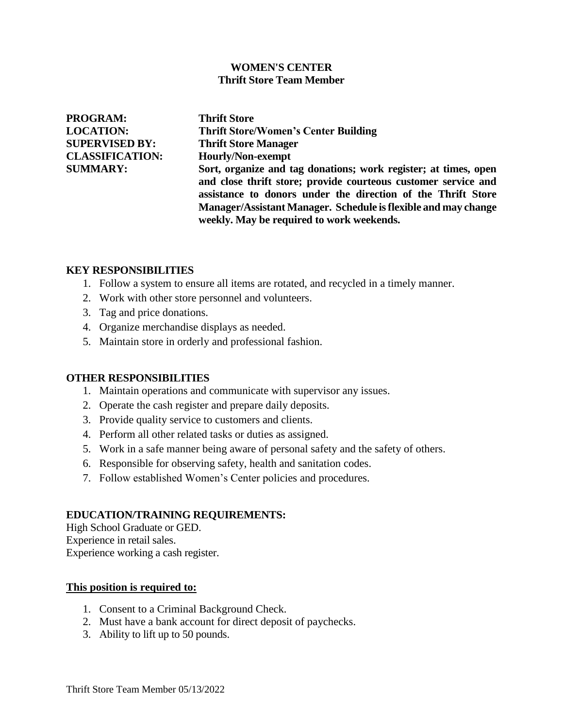# WOMEN'S CENTER
## Thrift Store Team Member

**PROGRAM:** **Thrift Store**
**LOCATION:** **Thrift Store/Women's Center Building**
**SUPERVISED BY:** **Thrift Store Manager**
**CLASSIFICATION:** **Hourly/Non-exempt**
**SUMMARY:** **Sort, organize and tag donations; work register; at times, open and close thrift store; provide courteous customer service and assistance to donors under the direction of the Thrift Store Manager/Assistant Manager. Schedule is flexible and may change weekly. May be required to work weekends.**

### KEY RESPONSIBILITIES

1. Follow a system to ensure all items are rotated, and recycled in a timely manner.
2. Work with other store personnel and volunteers.
3. Tag and price donations.
4. Organize merchandise displays as needed.
5. Maintain store in orderly and professional fashion.

### OTHER RESPONSIBILITIES

1. Maintain operations and communicate with supervisor any issues.
2. Operate the cash register and prepare daily deposits.
3. Provide quality service to customers and clients.
4. Perform all other related tasks or duties as assigned.
5. Work in a safe manner being aware of personal safety and the safety of others.
6. Responsible for observing safety, health and sanitation codes.
7. Follow established Women's Center policies and procedures.

### EDUCATION/TRAINING REQUIREMENTS:

High School Graduate or GED.
Experience in retail sales.
Experience working a cash register.

**<u>This position is required to:</u>**

1. Consent to a Criminal Background Check.
2. Must have a bank account for direct deposit of paychecks.
3. Ability to lift up to 50 pounds.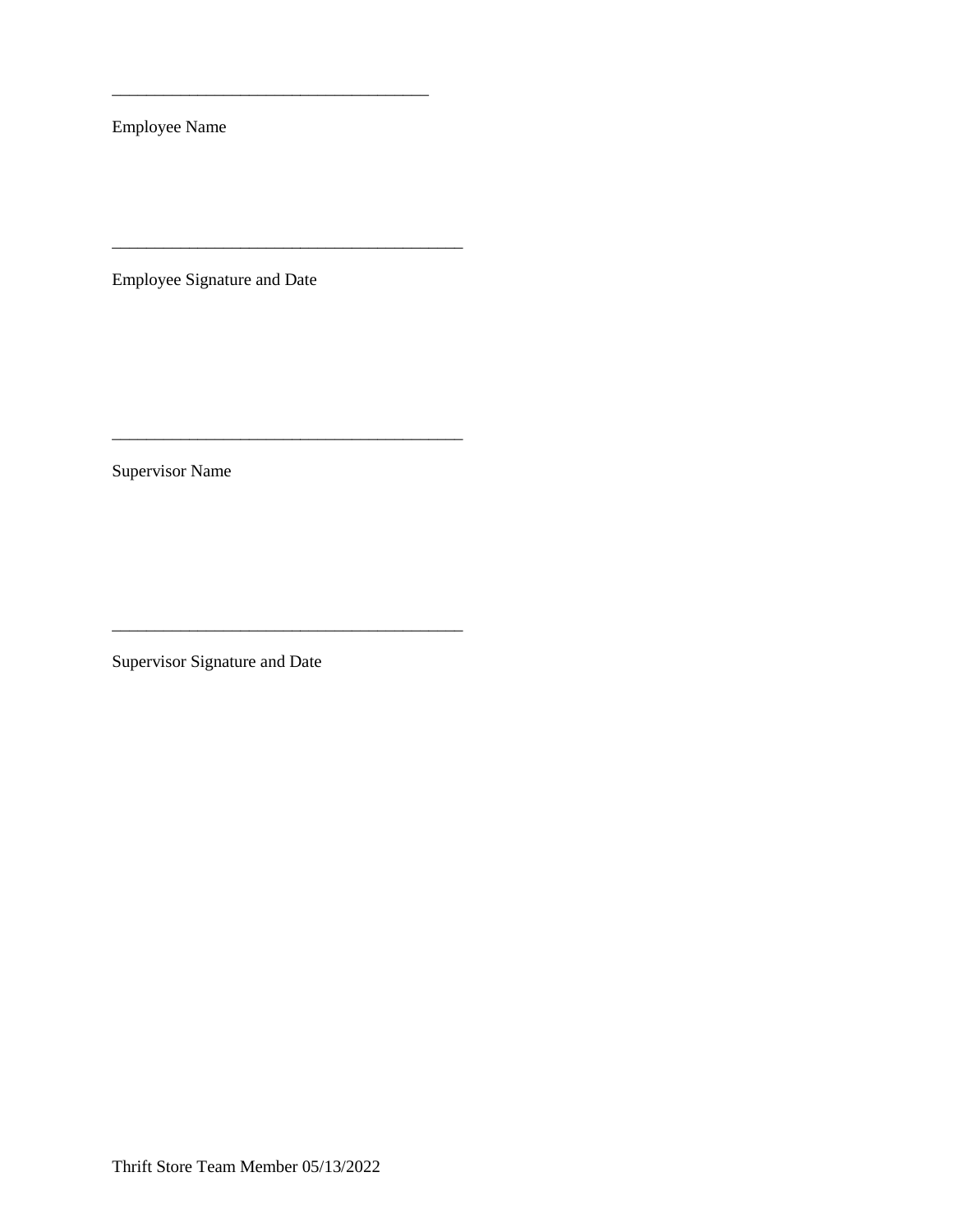\_\_\_\_\_\_\_\_\_\_\_\_\_\_\_\_\_\_\_\_\_\_\_\_\_\_\_\_\_\_\_\_\_\_\_\_\_

Employee Name

\_\_\_\_\_\_\_\_\_\_\_\_\_\_\_\_\_\_\_\_\_\_\_\_\_\_\_\_\_\_\_\_\_\_\_\_\_\_\_\_\_

Employee Signature and Date

\_\_\_\_\_\_\_\_\_\_\_\_\_\_\_\_\_\_\_\_\_\_\_\_\_\_\_\_\_\_\_\_\_\_\_\_\_\_\_\_\_

Supervisor Name

\_\_\_\_\_\_\_\_\_\_\_\_\_\_\_\_\_\_\_\_\_\_\_\_\_\_\_\_\_\_\_\_\_\_\_\_\_\_\_\_\_

Supervisor Signature and Date

Thrift Store Team Member 05/13/2022